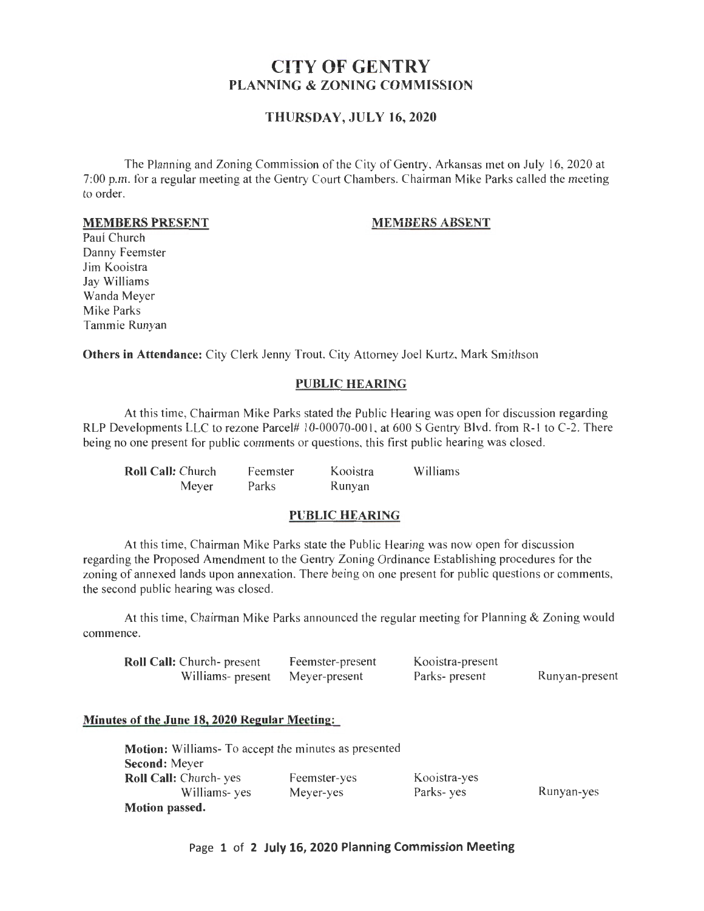# CITY OF GENTRY
## PLANNING & ZONING COMMISSION

### THURSDAY, JULY 16, 2020

The Planning and Zoning Commission of the City of Gentry, Arkansas met on July 16, 2020 at 7:00 p.m. for a regular meeting at the Gentry Court Chambers. Chairman Mike Parks called the meeting to order.

| **MEMBERS PRESENT** | **MEMBERS ABSENT** |
|---|---|
| Paul Church | |
| Danny Feemster | |
| Jim Kooistra | |
| Jay Williams | |
| Wanda Meyer | |
| Mike Parks | |
| Tammie Runyan | |

**Others in Attendance:** City Clerk Jenny Trout, City Attorney Joel Kurtz, Mark Smithson

### PUBLIC HEARING

At this time, Chairman Mike Parks stated the Public Hearing was open for discussion regarding RLP Developments LLC to rezone Parcel# 10-00070-001, at 600 S Gentry Blvd. from R-1 to C-2. There being no one present for public comments or questions, this first public hearing was closed.

| **Roll Call:** Church | Feemster | Kooistra | Williams |
|---|---|---|---|
| Meyer | Parks | Runyan | |

### PUBLIC HEARING

At this time, Chairman Mike Parks state the Public Hearing was now open for discussion regarding the Proposed Amendment to the Gentry Zoning Ordinance Establishing procedures for the zoning of annexed lands upon annexation. There being on one present for public questions or comments, the second public hearing was closed.

At this time, Chairman Mike Parks announced the regular meeting for Planning & Zoning would commence.

| **Roll Call:** Church- present | Feemster-present | Kooistra-present | |
|---|---|---|---|
| Williams- present | Meyer-present | Parks- present | Runyan-present |

**Minutes of the June 18, 2020 Regular Meeting:**

**Motion:** Williams- To accept the minutes as presented
**Second:** Meyer

| **Roll Call:** Church- yes | Feemster-yes | Kooistra-yes | |
|---|---|---|---|
| Williams- yes | Meyer-yes | Parks- yes | Runyan-yes |

**Motion passed.**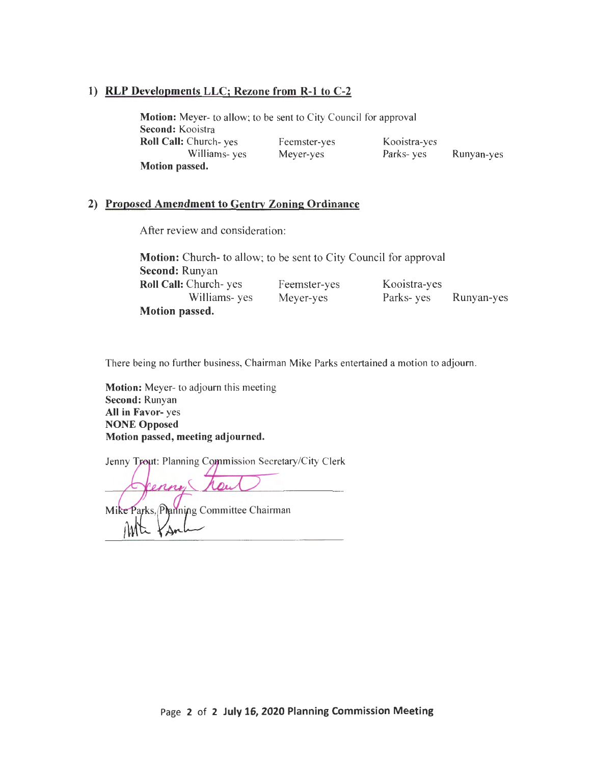## 1) RLP Developments LLC; Rezone from R-1 to C-2

**Motion:** Meyer- to allow; to be sent to City Council for approval
**Second:** Kooistra
**Roll Call:** Church- yes Feemster-yes Kooistra-yes
Williams- yes Meyer-yes Parks- yes Runyan-yes
**Motion passed.**

## 2) Proposed Amendment to Gentry Zoning Ordinance

After review and consideration:

**Motion:** Church- to allow; to be sent to City Council for approval
**Second:** Runyan
**Roll Call:** Church- yes Feemster-yes Kooistra-yes
Williams- yes Meyer-yes Parks- yes Runyan-yes
**Motion passed.**

There being no further business, Chairman Mike Parks entertained a motion to adjourn.

**Motion:** Meyer- to adjourn this meeting
**Second:** Runyan
**All in Favor-** yes
**NONE Opposed**
**Motion passed, meeting adjourned.**

Jenny Trout: Planning Commission Secretary/City Clerk

Mike Parks, Planning Committee Chairman